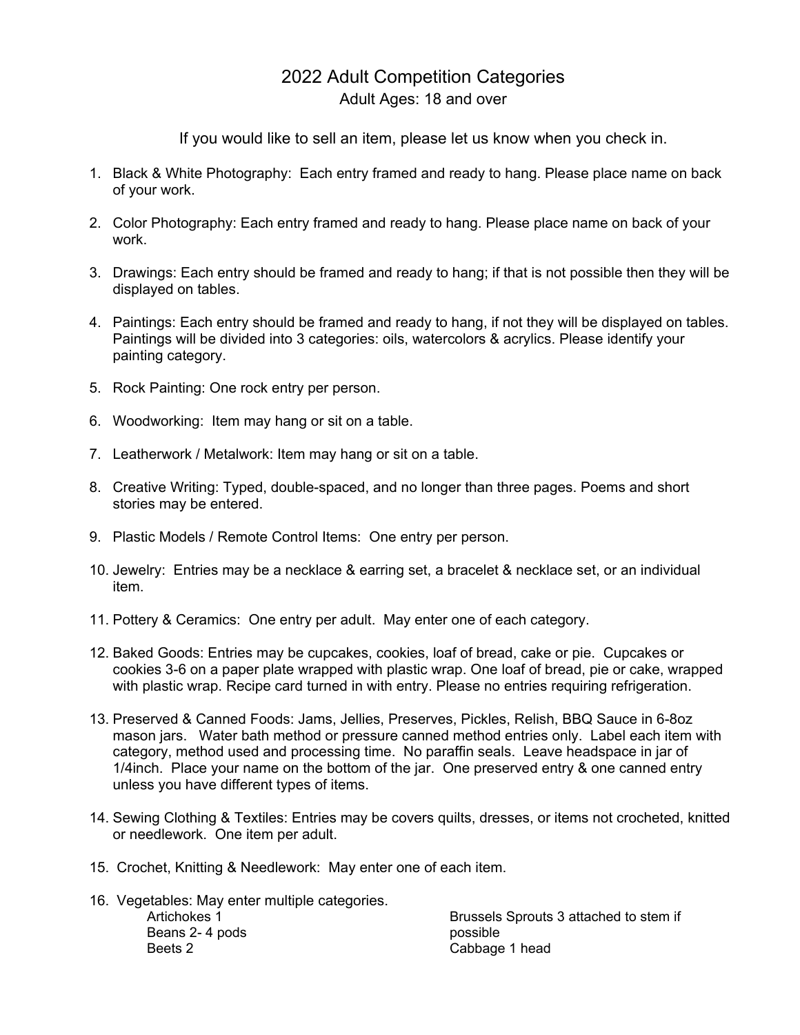# 2022 Adult Competition Categories

Adult Ages: 18 and over

If you would like to sell an item, please let us know when you check in.

1. Black & White Photography: Each entry framed and ready to hang. Please place name on back of your work.
2. Color Photography: Each entry framed and ready to hang. Please place name on back of your work.
3. Drawings: Each entry should be framed and ready to hang; if that is not possible then they will be displayed on tables.
4. Paintings: Each entry should be framed and ready to hang, if not they will be displayed on tables. Paintings will be divided into 3 categories: oils, watercolors & acrylics. Please identify your painting category.
5. Rock Painting: One rock entry per person.
6. Woodworking: Item may hang or sit on a table.
7. Leatherwork / Metalwork: Item may hang or sit on a table.
8. Creative Writing: Typed, double-spaced, and no longer than three pages. Poems and short stories may be entered.
9. Plastic Models / Remote Control Items: One entry per person.
10. Jewelry: Entries may be a necklace & earring set, a bracelet & necklace set, or an individual item.
11. Pottery & Ceramics: One entry per adult. May enter one of each category.
12. Baked Goods: Entries may be cupcakes, cookies, loaf of bread, cake or pie. Cupcakes or cookies 3-6 on a paper plate wrapped with plastic wrap. One loaf of bread, pie or cake, wrapped with plastic wrap. Recipe card turned in with entry. Please no entries requiring refrigeration.
13. Preserved & Canned Foods: Jams, Jellies, Preserves, Pickles, Relish, BBQ Sauce in 6-8oz mason jars. Water bath method or pressure canned method entries only. Label each item with category, method used and processing time. No paraffin seals. Leave headspace in jar of 1/4inch. Place your name on the bottom of the jar. One preserved entry & one canned entry unless you have different types of items.
14. Sewing Clothing & Textiles: Entries may be covers quilts, dresses, or items not crocheted, knitted or needlework. One item per adult.
15. Crochet, Knitting & Needlework: May enter one of each item.
16. Vegetables: May enter multiple categories.
    - Artichokes 1
    - Beans 2- 4 pods
    - Beets 2
    - Brussels Sprouts 3 attached to stem if possible
    - Cabbage 1 head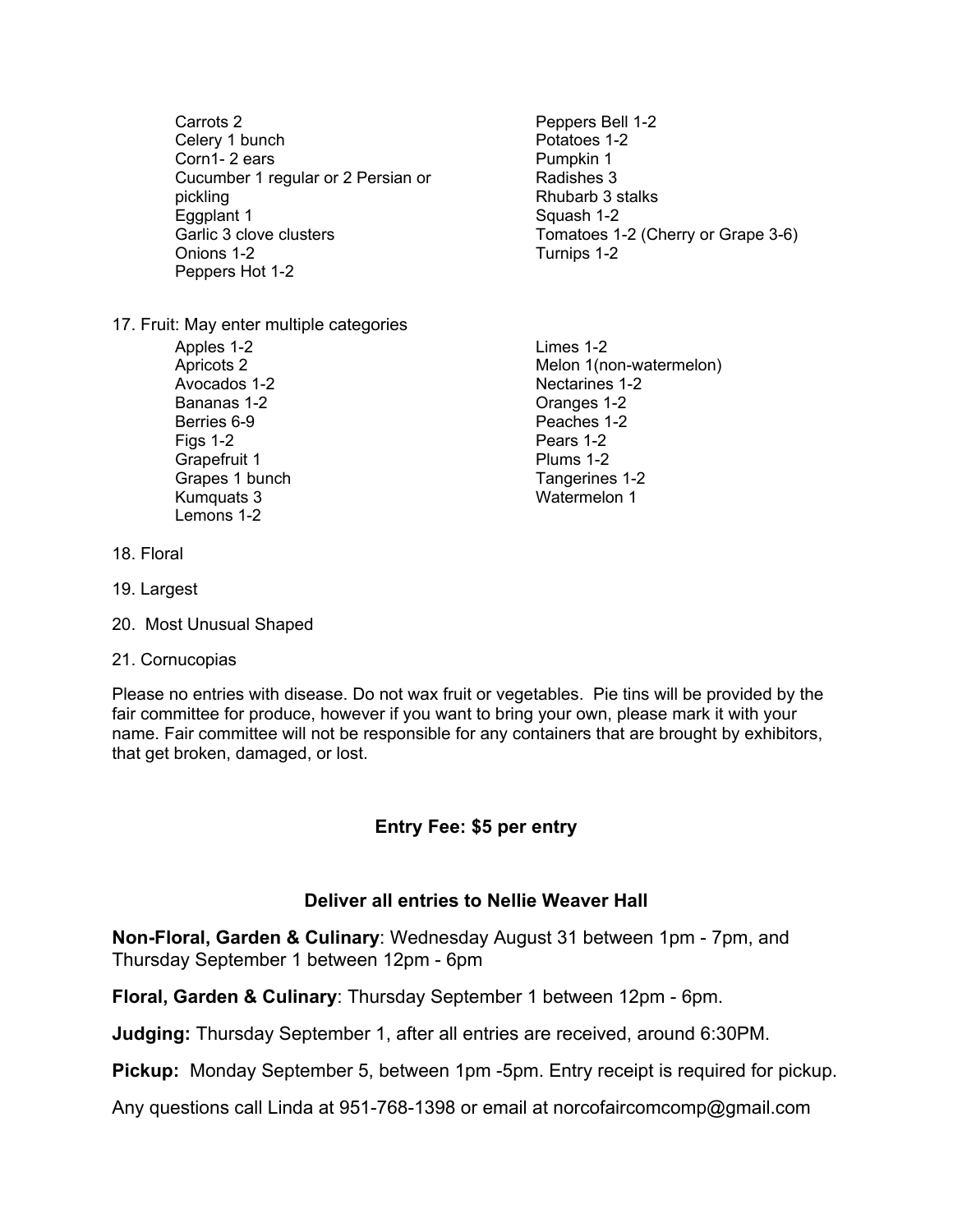- Carrots 2
- Celery 1 bunch
- Corn1- 2 ears
- Cucumber 1 regular or 2 Persian or pickling
- Eggplant 1
- Garlic 3 clove clusters
- Onions 1-2
- Peppers Hot 1-2
- Peppers Bell 1-2
- Potatoes 1-2
- Pumpkin 1
- Radishes 3
- Rhubarb 3 stalks
- Squash 1-2
- Tomatoes 1-2 (Cherry or Grape 3-6)
- Turnips 1-2

17. Fruit: May enter multiple categories
    - Apples 1-2
    - Apricots 2
    - Avocados 1-2
    - Bananas 1-2
    - Berries 6-9
    - Figs 1-2
    - Grapefruit 1
    - Grapes 1 bunch
    - Kumquats 3
    - Lemons 1-2
    - Limes 1-2
    - Melon 1(non-watermelon)
    - Nectarines 1-2
    - Oranges 1-2
    - Peaches 1-2
    - Pears 1-2
    - Plums 1-2
    - Tangerines 1-2
    - Watermelon 1
18. Floral
19. Largest
20. Most Unusual Shaped
21. Cornucopias

Please no entries with disease. Do not wax fruit or vegetables. Pie tins will be provided by the fair committee for produce, however if you want to bring your own, please mark it with your name. Fair committee will not be responsible for any containers that are brought by exhibitors, that get broken, damaged, or lost.

**Entry Fee: $5 per entry**

**Deliver all entries to Nellie Weaver Hall**

**Non-Floral, Garden & Culinary**: Wednesday August 31 between 1pm - 7pm, and Thursday September 1 between 12pm - 6pm

**Floral, Garden & Culinary**: Thursday September 1 between 12pm - 6pm.

**Judging:** Thursday September 1, after all entries are received, around 6:30PM.

**Pickup:** Monday September 5, between 1pm -5pm. Entry receipt is required for pickup.

Any questions call Linda at 951-768-1398 or email at norcofaircomcomp@gmail.com